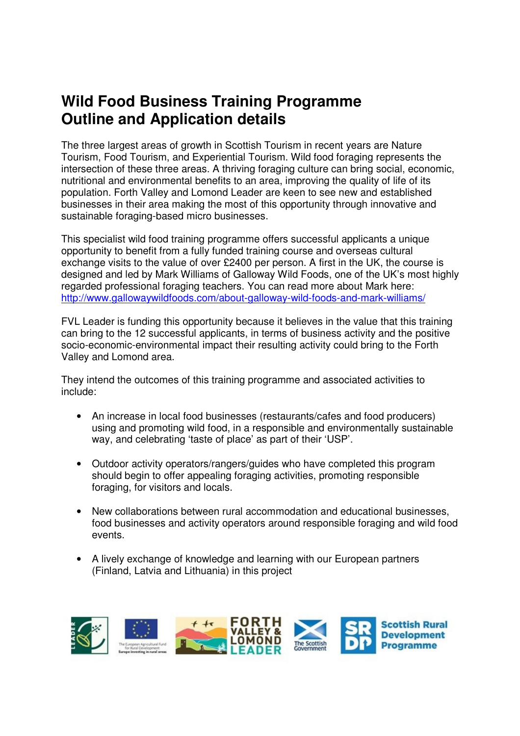# Wild Food Business Training Programme
# Outline and Application details

The three largest areas of growth in Scottish Tourism in recent years are Nature Tourism, Food Tourism, and Experiential Tourism. Wild food foraging represents the intersection of these three areas. A thriving foraging culture can bring social, economic, nutritional and environmental benefits to an area, improving the quality of life of its population. Forth Valley and Lomond Leader are keen to see new and established businesses in their area making the most of this opportunity through innovative and sustainable foraging-based micro businesses.

This specialist wild food training programme offers successful applicants a unique opportunity to benefit from a fully funded training course and overseas cultural exchange visits to the value of over £2400 per person. A first in the UK, the course is designed and led by Mark Williams of Galloway Wild Foods, one of the UK's most highly regarded professional foraging teachers. You can read more about Mark here: http://www.gallowaywildfoods.com/about-galloway-wild-foods-and-mark-williams/

FVL Leader is funding this opportunity because it believes in the value that this training can bring to the 12 successful applicants, in terms of business activity and the positive socio-economic-environmental impact their resulting activity could bring to the Forth Valley and Lomond area.

They intend the outcomes of this training programme and associated activities to include:

- An increase in local food businesses (restaurants/cafes and food producers) using and promoting wild food, in a responsible and environmentally sustainable way, and celebrating 'taste of place' as part of their 'USP'.

- Outdoor activity operators/rangers/guides who have completed this program should begin to offer appealing foraging activities, promoting responsible foraging, for visitors and locals.

- New collaborations between rural accommodation and educational businesses, food businesses and activity operators around responsible foraging and wild food events.

- A lively exchange of knowledge and learning with our European partners (Finland, Latvia and Lithuania) in this project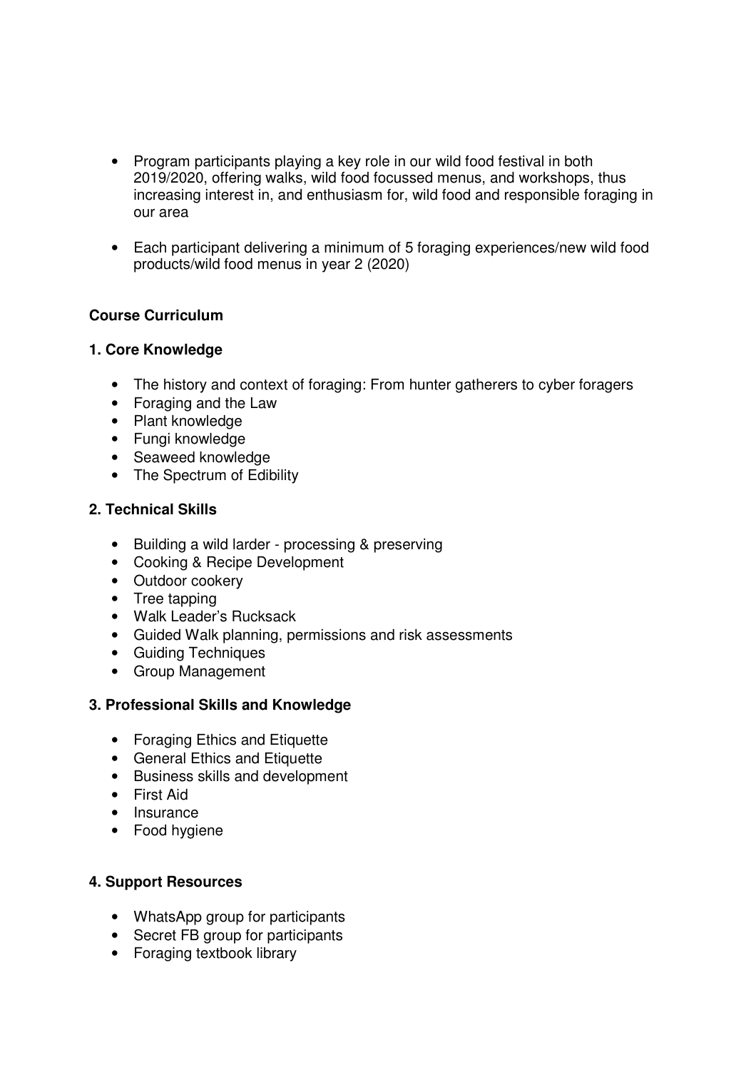- Program participants playing a key role in our wild food festival in both 2019/2020, offering walks, wild food focussed menus, and workshops, thus increasing interest in, and enthusiasm for, wild food and responsible foraging in our area

- Each participant delivering a minimum of 5 foraging experiences/new wild food products/wild food menus in year 2 (2020)

**Course Curriculum**

**1. Core Knowledge**

- The history and context of foraging: From hunter gatherers to cyber foragers
- Foraging and the Law
- Plant knowledge
- Fungi knowledge
- Seaweed knowledge
- The Spectrum of Edibility

**2. Technical Skills**

- Building a wild larder - processing & preserving
- Cooking & Recipe Development
- Outdoor cookery
- Tree tapping
- Walk Leader's Rucksack
- Guided Walk planning, permissions and risk assessments
- Guiding Techniques
- Group Management

**3. Professional Skills and Knowledge**

- Foraging Ethics and Etiquette
- General Ethics and Etiquette
- Business skills and development
- First Aid
- Insurance
- Food hygiene

**4. Support Resources**

- WhatsApp group for participants
- Secret FB group for participants
- Foraging textbook library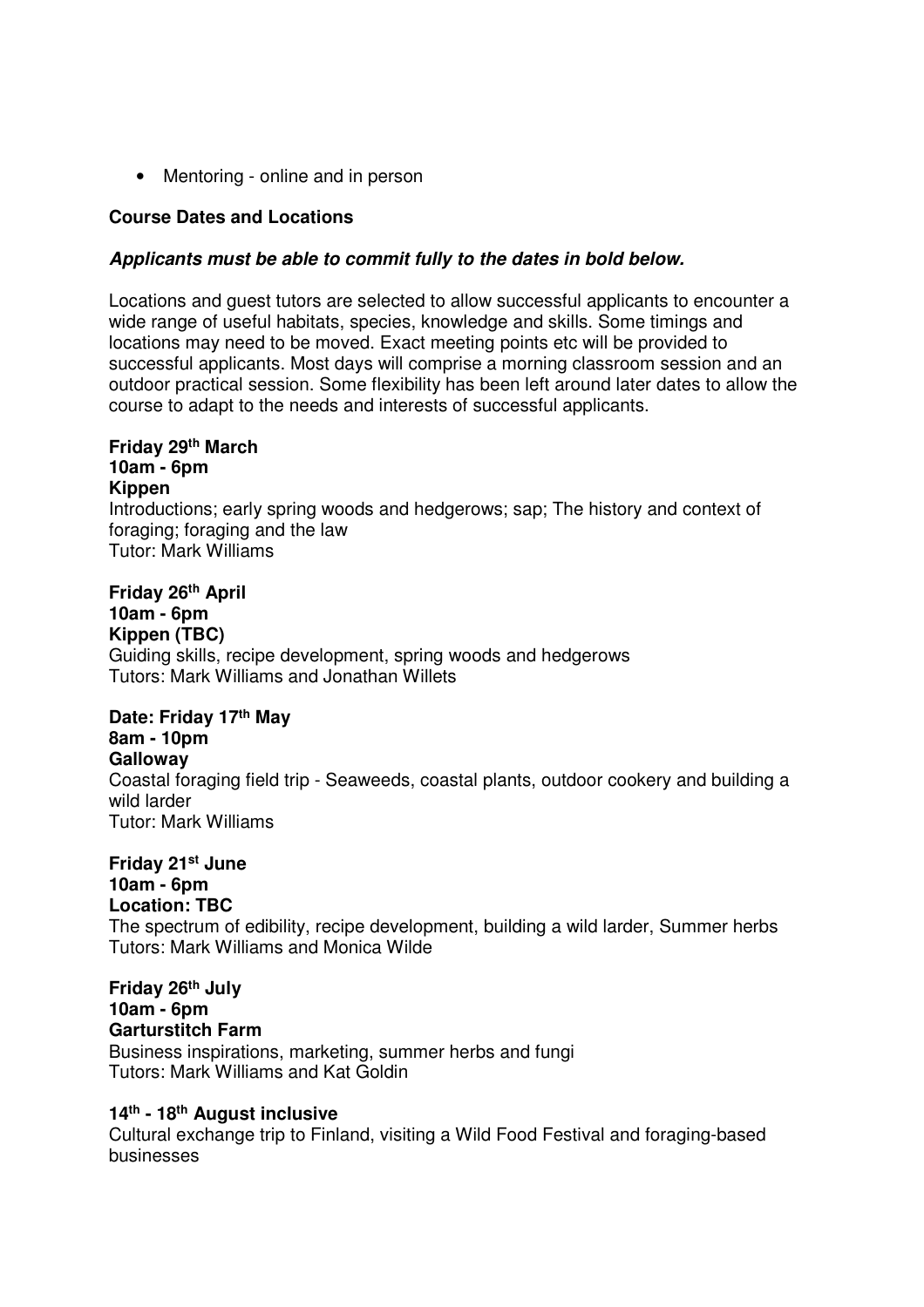- Mentoring - online and in person

**Course Dates and Locations**

***Applicants must be able to commit fully to the dates in bold below.***

Locations and guest tutors are selected to allow successful applicants to encounter a wide range of useful habitats, species, knowledge and skills. Some timings and locations may need to be moved. Exact meeting points etc will be provided to successful applicants. Most days will comprise a morning classroom session and an outdoor practical session. Some flexibility has been left around later dates to allow the course to adapt to the needs and interests of successful applicants.

**Friday 29th March**
**10am - 6pm**
**Kippen**
Introductions; early spring woods and hedgerows; sap; The history and context of foraging; foraging and the law
Tutor: Mark Williams

**Friday 26th April**
**10am - 6pm**
**Kippen (TBC)**
Guiding skills, recipe development, spring woods and hedgerows
Tutors: Mark Williams and Jonathan Willets

**Date: Friday 17th May**
**8am - 10pm**
**Galloway**
Coastal foraging field trip - Seaweeds, coastal plants, outdoor cookery and building a wild larder
Tutor: Mark Williams

**Friday 21st June**
**10am - 6pm**
**Location: TBC**
The spectrum of edibility, recipe development, building a wild larder, Summer herbs
Tutors: Mark Williams and Monica Wilde

**Friday 26th July**
**10am - 6pm**
**Garturstitch Farm**
Business inspirations, marketing, summer herbs and fungi
Tutors: Mark Williams and Kat Goldin

**14th - 18th August inclusive**
Cultural exchange trip to Finland, visiting a Wild Food Festival and foraging-based businesses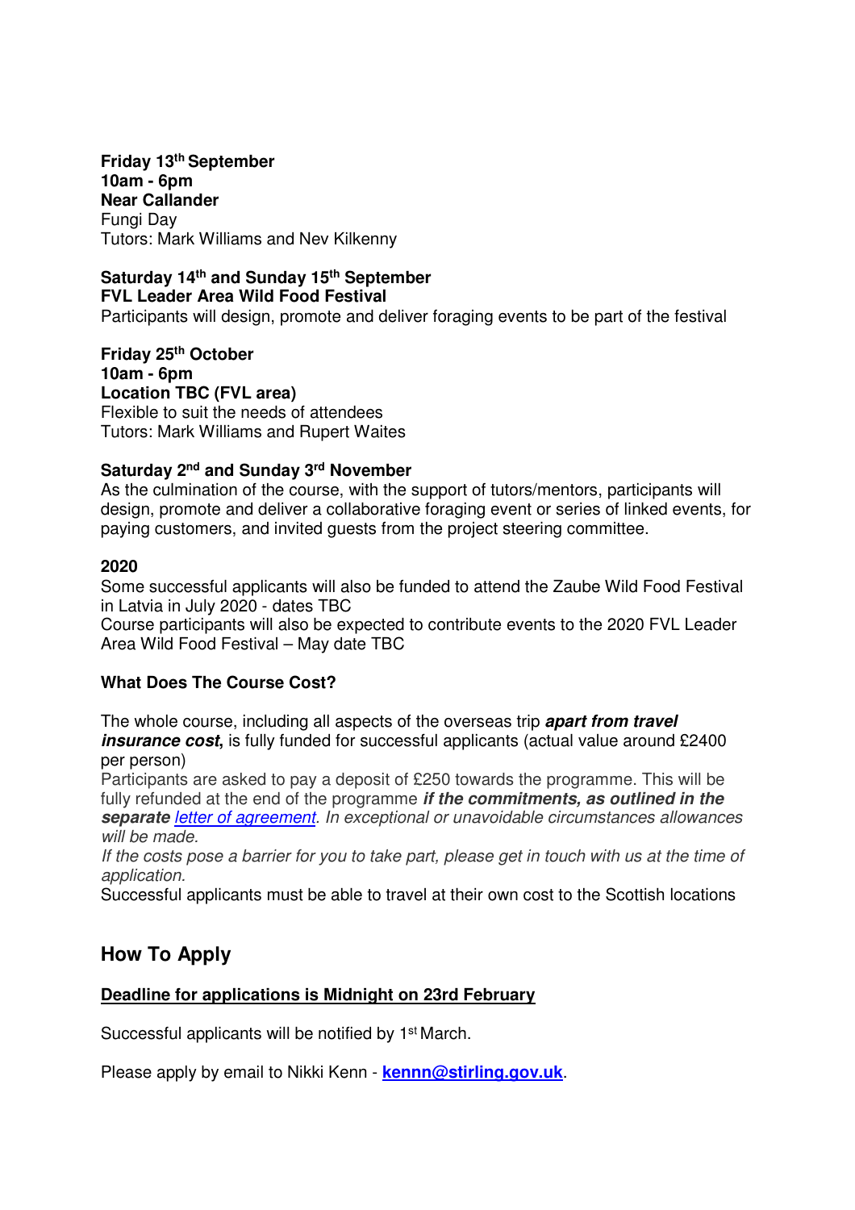**Friday 13th September**
**10am - 6pm**
**Near Callander**
Fungi Day
Tutors: Mark Williams and Nev Kilkenny

**Saturday 14th and Sunday 15th September**
**FVL Leader Area Wild Food Festival**
Participants will design, promote and deliver foraging events to be part of the festival

**Friday 25th October**
**10am - 6pm**
**Location TBC (FVL area)**
Flexible to suit the needs of attendees
Tutors: Mark Williams and Rupert Waites

**Saturday 2nd and Sunday 3rd November**
As the culmination of the course, with the support of tutors/mentors, participants will design, promote and deliver a collaborative foraging event or series of linked events, for paying customers, and invited guests from the project steering committee.

**2020**
Some successful applicants will also be funded to attend the Zaube Wild Food Festival in Latvia in July 2020 - dates TBC
Course participants will also be expected to contribute events to the 2020 FVL Leader Area Wild Food Festival – May date TBC

**What Does The Course Cost?**

The whole course, including all aspects of the overseas trip ***apart from travel insurance cost*, **is fully funded for successful applicants (actual value around £2400 per person)
Participants are asked to pay a deposit of £250 towards the programme. This will be fully refunded at the end of the programme ***if the commitments, as outlined in the separate*** *letter of agreement. In exceptional or unavoidable circumstances allowances will be made.*
*If the costs pose a barrier for you to take part, please get in touch with us at the time of application.*
Successful applicants must be able to travel at their own cost to the Scottish locations

## How To Apply

**Deadline for applications is Midnight on 23rd February**

Successful applicants will be notified by 1st March.

Please apply by email to Nikki Kenn - **kennn@stirling.gov.uk**.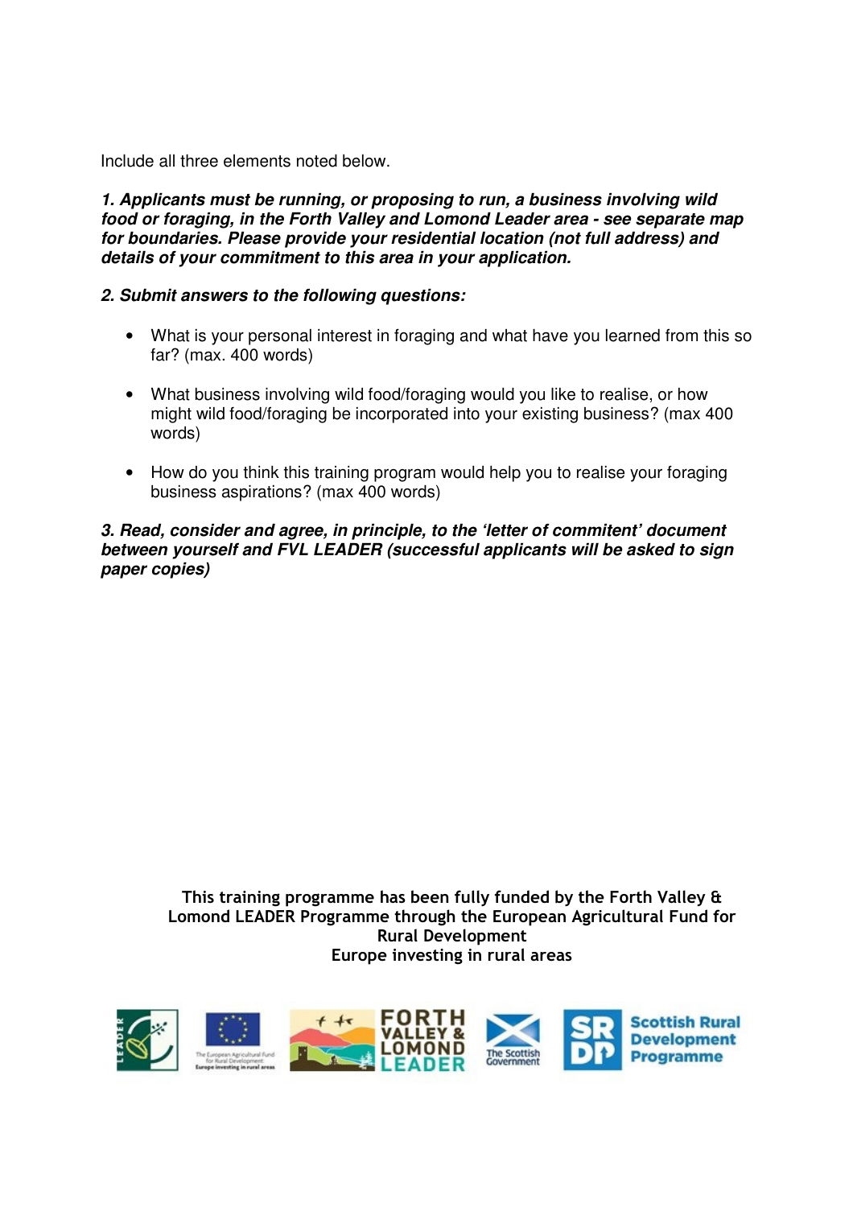Include all three elements noted below.

***1. Applicants must be running, or proposing to run, a business involving wild food or foraging, in the Forth Valley and Lomond Leader area - see separate map for boundaries. Please provide your residential location (not full address) and details of your commitment to this area in your application.***

***2. Submit answers to the following questions:***

- What is your personal interest in foraging and what have you learned from this so far? (max. 400 words)
- What business involving wild food/foraging would you like to realise, or how might wild food/foraging be incorporated into your existing business? (max 400 words)
- How do you think this training program would help you to realise your foraging business aspirations? (max 400 words)

***3. Read, consider and agree, in principle, to the 'letter of commitent' document between yourself and FVL LEADER (successful applicants will be asked to sign paper copies)***

**This training programme has been fully funded by the Forth Valley & Lomond LEADER Programme through the European Agricultural Fund for Rural Development**
**Europe investing in rural areas**